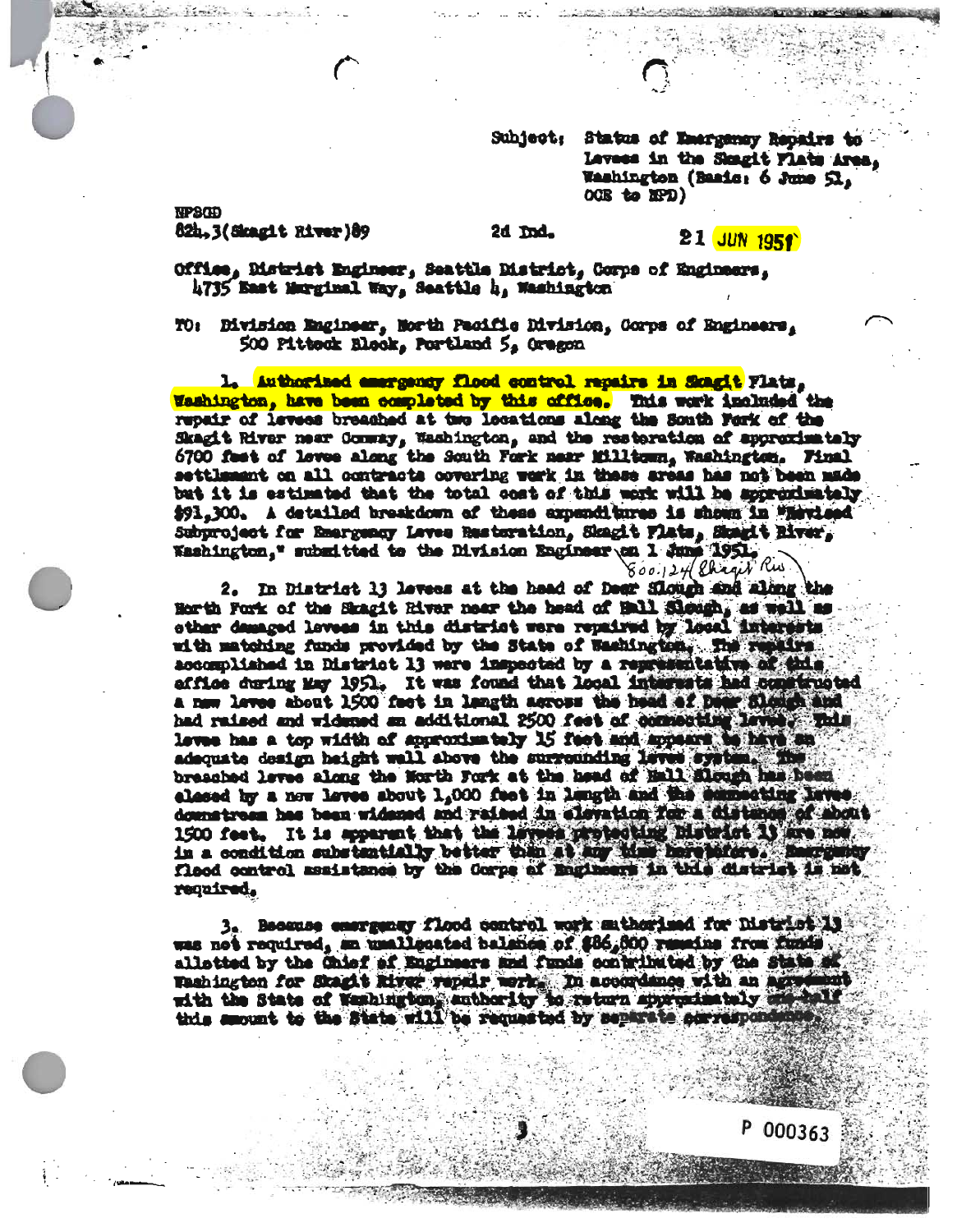Subject: Status of Emergency Repairs to Levees in the Skagit Flats Area, Washington (Basic: 6 June 51, OCE to NPD)

NPSGD
824.3(Skagit River)89

2d Ind.

21 JUN 1951

Office, District Engineer, Seattle District, Corps of Engineers, 4735 East Marginal Way, Seattle 4, Washington

TO: Division Engineer, North Pacific Division, Corps of Engineers, 500 Pittock Block, Portland 5, Oregon

1. Authorized emergency flood control repairs in Skagit Flats, Washington, have been completed by this office. This work included the repair of levees breached at two locations along the South Fork of the Skagit River near Conway, Washington, and the restoration of approximately 6700 feet of levee along the South Fork near Milltown, Washington. Final settlement on all contracts covering work in these areas has not been made but it is estimated that the total cost of this work will be approximately $91,300. A detailed breakdown of these expenditures is shown in "Revised Subproject for Emergency Levee Restoration, Skagit Flats, Skagit River, Washington," submitted to the Division Engineer on 1 June 1951.

800.124 (Skagit Riv.)

2. In District 13 levees at the head of Deer Slough and along the North Fork of the Skagit River near the head of Hall Slough, as well as other damaged levees in this district were repaired by local interests with matching funds provided by the State of Washington. The repairs accomplished in District 13 were inspected by a representative of this office during May 1951. It was found that local interests had constructed a new levee about 1500 feet in length across the head of Deer Slough and had raised and widened an additional 2500 feet of connecting levee. This levee has a top width of approximately 15 feet and appears to have an adequate design height well above the surrounding levee system. The breached levee along the North Fork at the head of Hall Slough has been closed by a new levee about 1,000 feet in length and the connecting levee downstream has been widened and raised in elevation for a distance of about 1500 feet. It is apparent that the levees protecting District 13 are now in a condition substantially better than at any time heretofore. Emergency flood control assistance by the Corps of Engineers in this district is not required.

3. Because emergency flood control work authorized for District 13 was not required, an unallocated balance of $86,800 remains from funds allotted by the Chief of Engineers and funds contributed by the State of Washington for Skagit River repair work. In accordance with an agreement with the State of Washington, authority to return approximately one-half this amount to the State will be requested by separate correspondence.

P 000363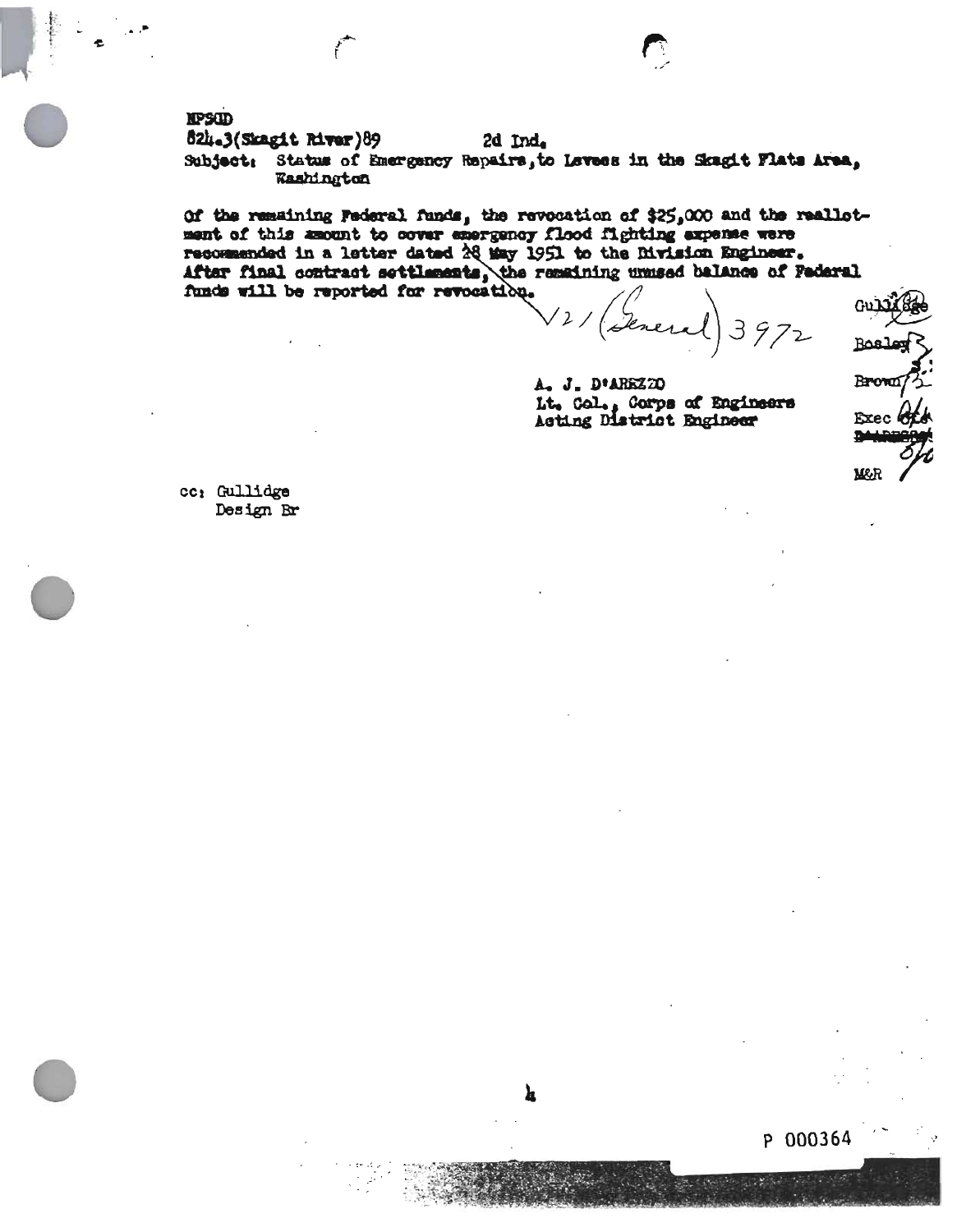NPSGD
824.3(Skagit River)89 2d Ind.
Subject: Status of Emergency Repairs to Levees in the Skagit Flats Area, Washington

Of the remaining Federal funds, the revocation of $25,000 and the reallotment of this amount to cover emergency flood fighting expense were recommended in a letter dated 28 May 1951 to the Division Engineer. After final contract settlements, the remaining unused balance of Federal funds will be reported for revocation.

121 (General) 3972

A. J. D'AREZZO
Lt. Col., Corps of Engineers
Acting District Engineer

Gullidge
Bosley
Brown
Exec
M&R

cc: Gullidge
Design Br

P 000364